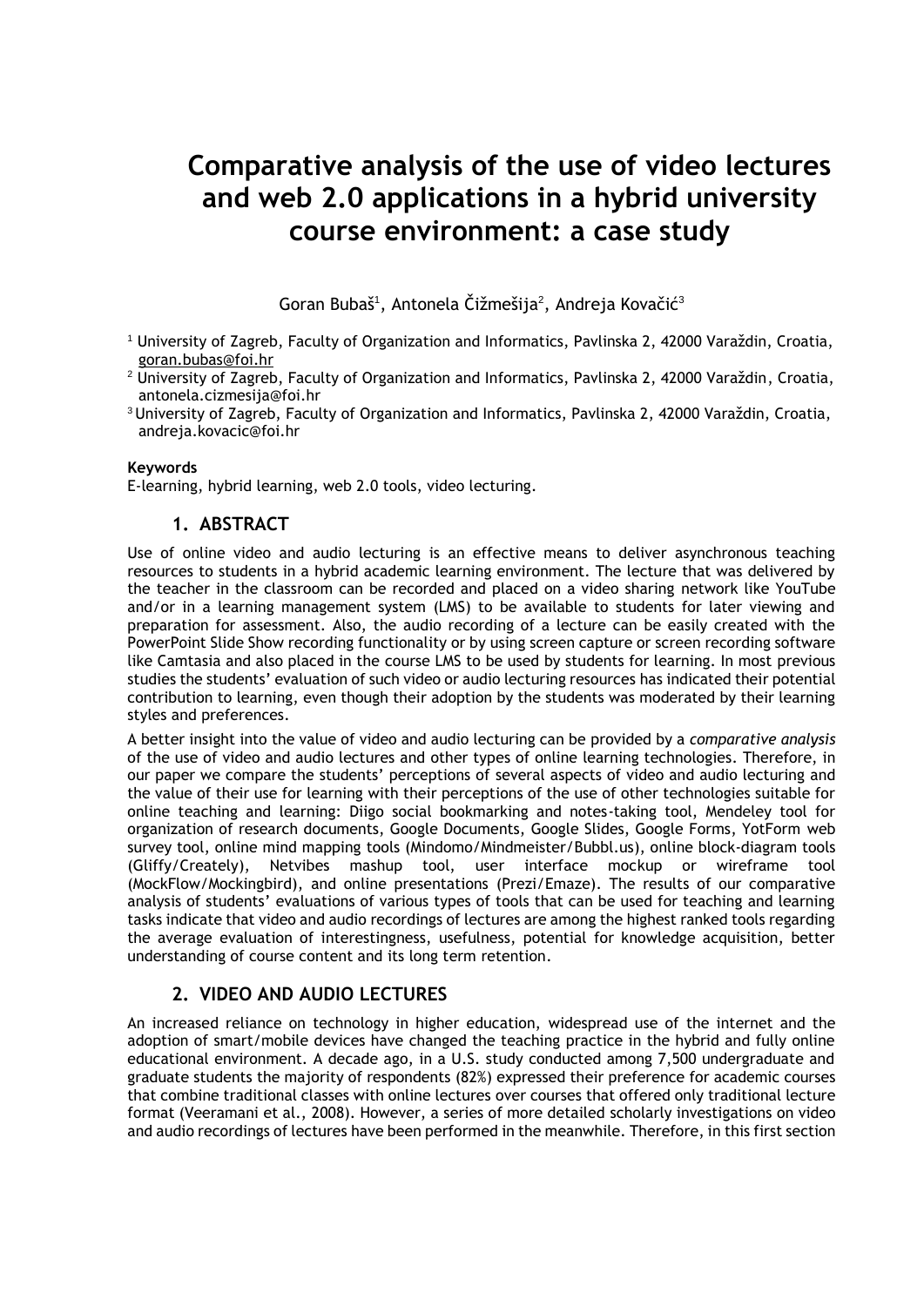# Comparative analysis of the use of video lectures and web 2.0 applications in a hybrid university course environment: a case study

Goran Bubaš[1], Antonela Čižmešija[2], Andreja Kovačić[3]

[1] University of Zagreb, Faculty of Organization and Informatics, Pavlinska 2, 42000 Varaždin, Croatia, goran.bubas@foi.hr

[2] University of Zagreb, Faculty of Organization and Informatics, Pavlinska 2, 42000 Varaždin, Croatia, antonela.cizmesija@foi.hr

[3] University of Zagreb, Faculty of Organization and Informatics, Pavlinska 2, 42000 Varaždin, Croatia, andreja.kovacic@foi.hr

**Keywords**

E-learning, hybrid learning, web 2.0 tools, video lecturing.

## 1. ABSTRACT

Use of online video and audio lecturing is an effective means to deliver asynchronous teaching resources to students in a hybrid academic learning environment. The lecture that was delivered by the teacher in the classroom can be recorded and placed on a video sharing network like YouTube and/or in a learning management system (LMS) to be available to students for later viewing and preparation for assessment. Also, the audio recording of a lecture can be easily created with the PowerPoint Slide Show recording functionality or by using screen capture or screen recording software like Camtasia and also placed in the course LMS to be used by students for learning. In most previous studies the students' evaluation of such video or audio lecturing resources has indicated their potential contribution to learning, even though their adoption by the students was moderated by their learning styles and preferences.

A better insight into the value of video and audio lecturing can be provided by a *comparative analysis* of the use of video and audio lectures and other types of online learning technologies. Therefore, in our paper we compare the students' perceptions of several aspects of video and audio lecturing and the value of their use for learning with their perceptions of the use of other technologies suitable for online teaching and learning: Diigo social bookmarking and notes-taking tool, Mendeley tool for organization of research documents, Google Documents, Google Slides, Google Forms, YotForm web survey tool, online mind mapping tools (Mindomo/Mindmeister/Bubbl.us), online block-diagram tools (Gliffy/Creately), Netvibes mashup tool, user interface mockup or wireframe tool (MockFlow/Mockingbird), and online presentations (Prezi/Emaze). The results of our comparative analysis of students' evaluations of various types of tools that can be used for teaching and learning tasks indicate that video and audio recordings of lectures are among the highest ranked tools regarding the average evaluation of interestingness, usefulness, potential for knowledge acquisition, better understanding of course content and its long term retention.

## 2. VIDEO AND AUDIO LECTURES

An increased reliance on technology in higher education, widespread use of the internet and the adoption of smart/mobile devices have changed the teaching practice in the hybrid and fully online educational environment. A decade ago, in a U.S. study conducted among 7,500 undergraduate and graduate students the majority of respondents (82%) expressed their preference for academic courses that combine traditional classes with online lectures over courses that offered only traditional lecture format (Veeramani et al., 2008). However, a series of more detailed scholarly investigations on video and audio recordings of lectures have been performed in the meanwhile. Therefore, in this first section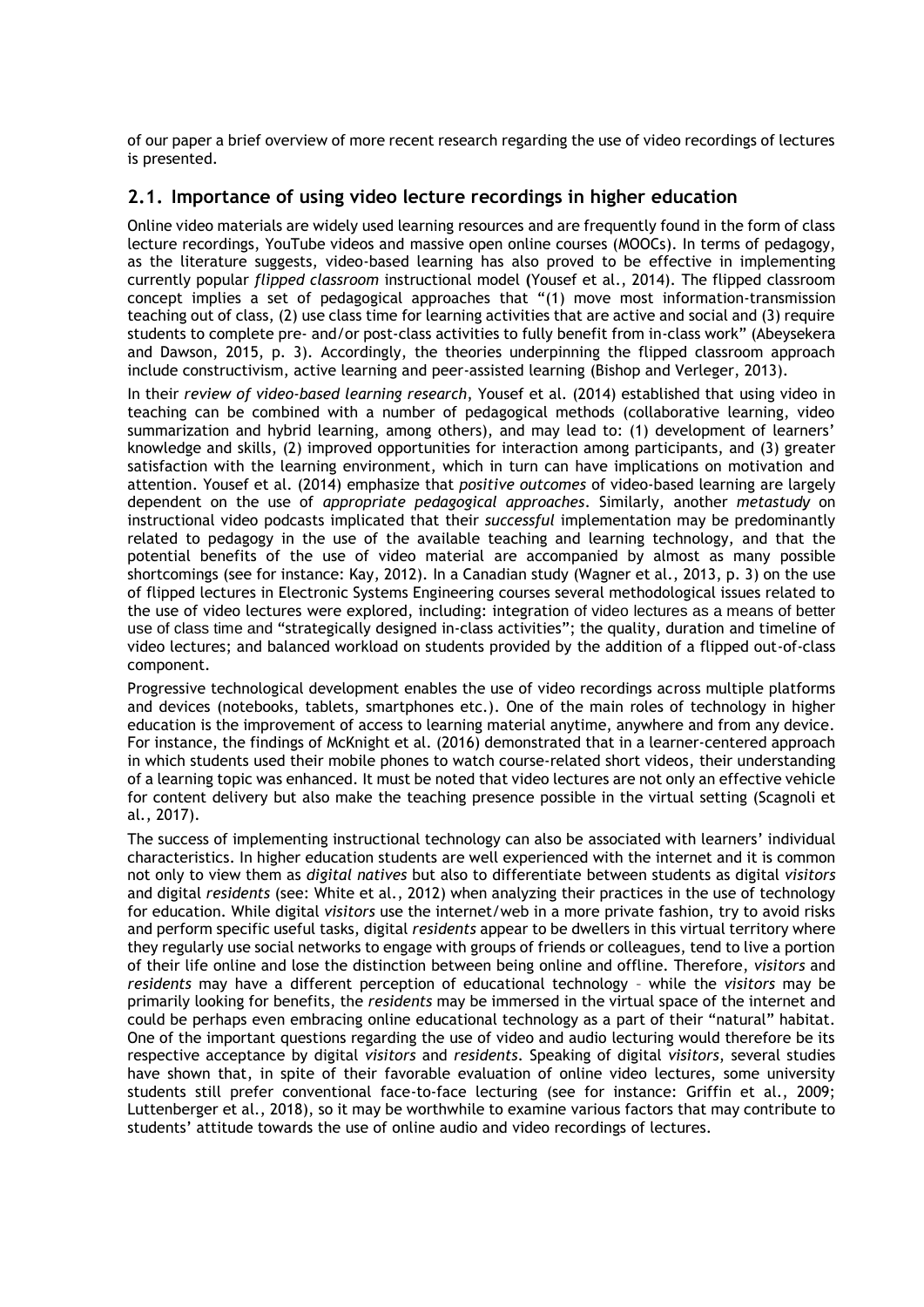of our paper a brief overview of more recent research regarding the use of video recordings of lectures is presented.

## 2.1. Importance of using video lecture recordings in higher education

Online video materials are widely used learning resources and are frequently found in the form of class lecture recordings, YouTube videos and massive open online courses (MOOCs). In terms of pedagogy, as the literature suggests, video-based learning has also proved to be effective in implementing currently popular *flipped classroom* instructional model (Yousef et al., 2014). The flipped classroom concept implies a set of pedagogical approaches that "(1) move most information-transmission teaching out of class, (2) use class time for learning activities that are active and social and (3) require students to complete pre- and/or post-class activities to fully benefit from in-class work" (Abeysekera and Dawson, 2015, p. 3). Accordingly, the theories underpinning the flipped classroom approach include constructivism, active learning and peer-assisted learning (Bishop and Verleger, 2013).

In their *review of video-based learning research*, Yousef et al. (2014) established that using video in teaching can be combined with a number of pedagogical methods (collaborative learning, video summarization and hybrid learning, among others), and may lead to: (1) development of learners' knowledge and skills, (2) improved opportunities for interaction among participants, and (3) greater satisfaction with the learning environment, which in turn can have implications on motivation and attention. Yousef et al. (2014) emphasize that *positive outcomes* of video-based learning are largely dependent on the use of *appropriate pedagogical approaches*. Similarly, another *metastudy* on instructional video podcasts implicated that their *successful* implementation may be predominantly related to pedagogy in the use of the available teaching and learning technology, and that the potential benefits of the use of video material are accompanied by almost as many possible shortcomings (see for instance: Kay, 2012). In a Canadian study (Wagner et al., 2013, p. 3) on the use of flipped lectures in Electronic Systems Engineering courses several methodological issues related to the use of video lectures were explored, including: integration of video lectures as a means of better use of class time and "strategically designed in-class activities"; the quality, duration and timeline of video lectures; and balanced workload on students provided by the addition of a flipped out-of-class component.

Progressive technological development enables the use of video recordings across multiple platforms and devices (notebooks, tablets, smartphones etc.). One of the main roles of technology in higher education is the improvement of access to learning material anytime, anywhere and from any device. For instance, the findings of McKnight et al. (2016) demonstrated that in a learner-centered approach in which students used their mobile phones to watch course-related short videos, their understanding of a learning topic was enhanced. It must be noted that video lectures are not only an effective vehicle for content delivery but also make the teaching presence possible in the virtual setting (Scagnoli et al., 2017).

The success of implementing instructional technology can also be associated with learners' individual characteristics. In higher education students are well experienced with the internet and it is common not only to view them as *digital natives* but also to differentiate between students as digital *visitors* and digital *residents* (see: White et al., 2012) when analyzing their practices in the use of technology for education. While digital *visitors* use the internet/web in a more private fashion, try to avoid risks and perform specific useful tasks, digital *residents* appear to be dwellers in this virtual territory where they regularly use social networks to engage with groups of friends or colleagues, tend to live a portion of their life online and lose the distinction between being online and offline. Therefore, *visitors* and *residents* may have a different perception of educational technology – while the *visitors* may be primarily looking for benefits, the *residents* may be immersed in the virtual space of the internet and could be perhaps even embracing online educational technology as a part of their "natural" habitat. One of the important questions regarding the use of video and audio lecturing would therefore be its respective acceptance by digital *visitors* and *residents*. Speaking of digital *visitors*, several studies have shown that, in spite of their favorable evaluation of online video lectures, some university students still prefer conventional face-to-face lecturing (see for instance: Griffin et al., 2009; Luttenberger et al., 2018), so it may be worthwhile to examine various factors that may contribute to students' attitude towards the use of online audio and video recordings of lectures.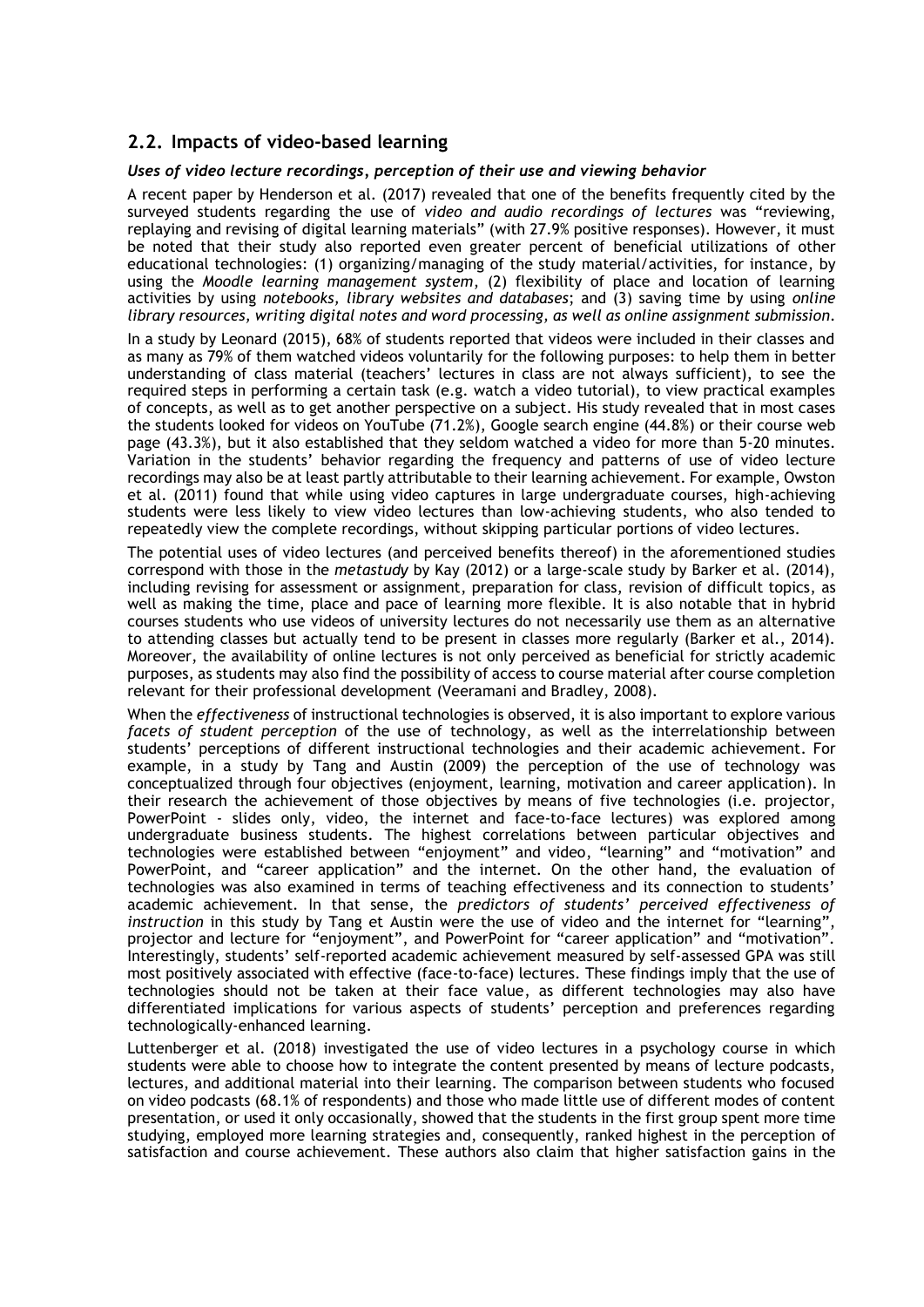## 2.2. Impacts of video-based learning

### *Uses of video lecture recordings, perception of their use and viewing behavior*

A recent paper by Henderson et al. (2017) revealed that one of the benefits frequently cited by the surveyed students regarding the use of *video and audio recordings of lectures* was "reviewing, replaying and revising of digital learning materials" (with 27.9% positive responses). However, it must be noted that their study also reported even greater percent of beneficial utilizations of other educational technologies: (1) organizing/managing of the study material/activities, for instance, by using the *Moodle learning management system*, (2) flexibility of place and location of learning activities by using *notebooks, library websites and databases*; and (3) saving time by using *online library resources, writing digital notes and word processing, as well as online assignment submission*.

In a study by Leonard (2015), 68% of students reported that videos were included in their classes and as many as 79% of them watched videos voluntarily for the following purposes: to help them in better understanding of class material (teachers' lectures in class are not always sufficient), to see the required steps in performing a certain task (e.g. watch a video tutorial), to view practical examples of concepts, as well as to get another perspective on a subject. His study revealed that in most cases the students looked for videos on YouTube (71.2%), Google search engine (44.8%) or their course web page (43.3%), but it also established that they seldom watched a video for more than 5-20 minutes. Variation in the students' behavior regarding the frequency and patterns of use of video lecture recordings may also be at least partly attributable to their learning achievement. For example, Owston et al. (2011) found that while using video captures in large undergraduate courses, high-achieving students were less likely to view video lectures than low-achieving students, who also tended to repeatedly view the complete recordings, without skipping particular portions of video lectures.

The potential uses of video lectures (and perceived benefits thereof) in the aforementioned studies correspond with those in the *metastudy* by Kay (2012) or a large-scale study by Barker et al. (2014), including revising for assessment or assignment, preparation for class, revision of difficult topics, as well as making the time, place and pace of learning more flexible. It is also notable that in hybrid courses students who use videos of university lectures do not necessarily use them as an alternative to attending classes but actually tend to be present in classes more regularly (Barker et al., 2014). Moreover, the availability of online lectures is not only perceived as beneficial for strictly academic purposes, as students may also find the possibility of access to course material after course completion relevant for their professional development (Veeramani and Bradley, 2008).

When the *effectiveness* of instructional technologies is observed, it is also important to explore various *facets of student perception* of the use of technology, as well as the interrelationship between students' perceptions of different instructional technologies and their academic achievement. For example, in a study by Tang and Austin (2009) the perception of the use of technology was conceptualized through four objectives (enjoyment, learning, motivation and career application). In their research the achievement of those objectives by means of five technologies (i.e. projector, PowerPoint - slides only, video, the internet and face-to-face lectures) was explored among undergraduate business students. The highest correlations between particular objectives and technologies were established between "enjoyment" and video, "learning" and "motivation" and PowerPoint, and "career application" and the internet. On the other hand, the evaluation of technologies was also examined in terms of teaching effectiveness and its connection to students' academic achievement. In that sense, the *predictors of students' perceived effectiveness of instruction* in this study by Tang et Austin were the use of video and the internet for "learning", projector and lecture for "enjoyment", and PowerPoint for "career application" and "motivation". Interestingly, students' self-reported academic achievement measured by self-assessed GPA was still most positively associated with effective (face-to-face) lectures. These findings imply that the use of technologies should not be taken at their face value, as different technologies may also have differentiated implications for various aspects of students' perception and preferences regarding technologically-enhanced learning.

Luttenberger et al. (2018) investigated the use of video lectures in a psychology course in which students were able to choose how to integrate the content presented by means of lecture podcasts, lectures, and additional material into their learning. The comparison between students who focused on video podcasts (68.1% of respondents) and those who made little use of different modes of content presentation, or used it only occasionally, showed that the students in the first group spent more time studying, employed more learning strategies and, consequently, ranked highest in the perception of satisfaction and course achievement. These authors also claim that higher satisfaction gains in the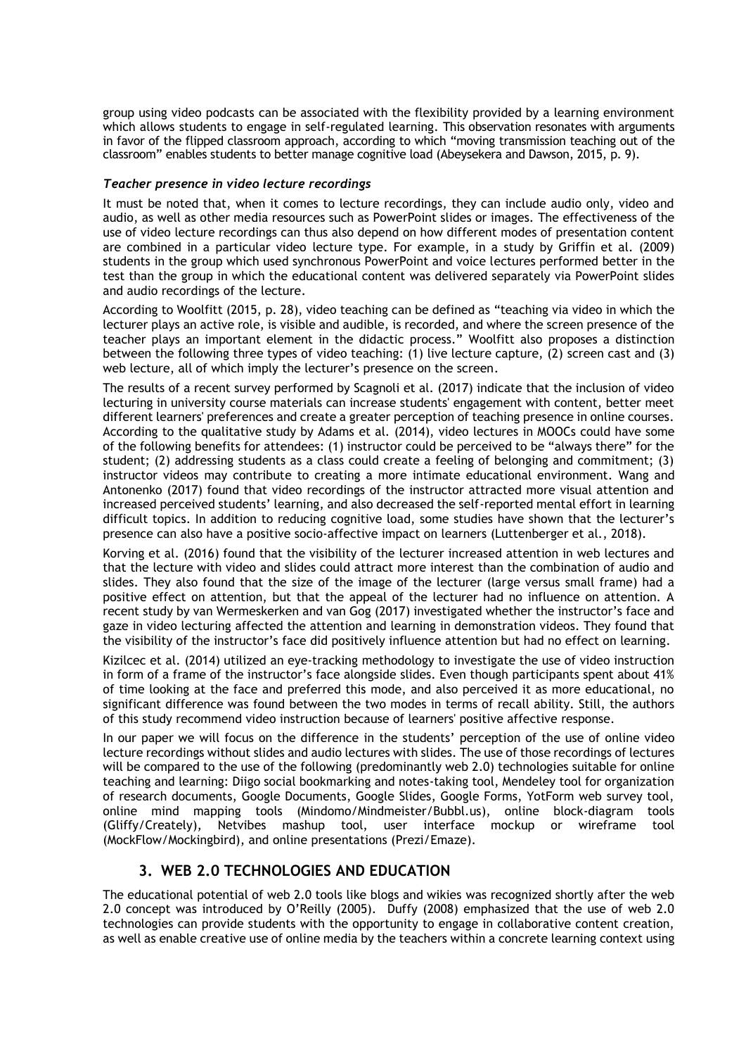group using video podcasts can be associated with the flexibility provided by a learning environment which allows students to engage in self-regulated learning. This observation resonates with arguments in favor of the flipped classroom approach, according to which "moving transmission teaching out of the classroom" enables students to better manage cognitive load (Abeysekera and Dawson, 2015, p. 9).

### *Teacher presence in video lecture recordings*

It must be noted that, when it comes to lecture recordings, they can include audio only, video and audio, as well as other media resources such as PowerPoint slides or images. The effectiveness of the use of video lecture recordings can thus also depend on how different modes of presentation content are combined in a particular video lecture type. For example, in a study by Griffin et al. (2009) students in the group which used synchronous PowerPoint and voice lectures performed better in the test than the group in which the educational content was delivered separately via PowerPoint slides and audio recordings of the lecture.

According to Woolfitt (2015, p. 28), video teaching can be defined as "teaching via video in which the lecturer plays an active role, is visible and audible, is recorded, and where the screen presence of the teacher plays an important element in the didactic process." Woolfitt also proposes a distinction between the following three types of video teaching: (1) live lecture capture, (2) screen cast and (3) web lecture, all of which imply the lecturer's presence on the screen.

The results of a recent survey performed by Scagnoli et al. (2017) indicate that the inclusion of video lecturing in university course materials can increase students' engagement with content, better meet different learners' preferences and create a greater perception of teaching presence in online courses. According to the qualitative study by Adams et al. (2014), video lectures in MOOCs could have some of the following benefits for attendees: (1) instructor could be perceived to be "always there" for the student; (2) addressing students as a class could create a feeling of belonging and commitment; (3) instructor videos may contribute to creating a more intimate educational environment. Wang and Antonenko (2017) found that video recordings of the instructor attracted more visual attention and increased perceived students' learning, and also decreased the self-reported mental effort in learning difficult topics. In addition to reducing cognitive load, some studies have shown that the lecturer's presence can also have a positive socio-affective impact on learners (Luttenberger et al., 2018).

Korving et al. (2016) found that the visibility of the lecturer increased attention in web lectures and that the lecture with video and slides could attract more interest than the combination of audio and slides. They also found that the size of the image of the lecturer (large versus small frame) had a positive effect on attention, but that the appeal of the lecturer had no influence on attention. A recent study by van Wermeskerken and van Gog (2017) investigated whether the instructor's face and gaze in video lecturing affected the attention and learning in demonstration videos. They found that the visibility of the instructor's face did positively influence attention but had no effect on learning.

Kizilcec et al. (2014) utilized an eye-tracking methodology to investigate the use of video instruction in form of a frame of the instructor's face alongside slides. Even though participants spent about 41% of time looking at the face and preferred this mode, and also perceived it as more educational, no significant difference was found between the two modes in terms of recall ability. Still, the authors of this study recommend video instruction because of learners' positive affective response.

In our paper we will focus on the difference in the students' perception of the use of online video lecture recordings without slides and audio lectures with slides. The use of those recordings of lectures will be compared to the use of the following (predominantly web 2.0) technologies suitable for online teaching and learning: Diigo social bookmarking and notes-taking tool, Mendeley tool for organization of research documents, Google Documents, Google Slides, Google Forms, YotForm web survey tool, online mind mapping tools (Mindomo/Mindmeister/Bubbl.us), online block-diagram tools (Gliffy/Creately), Netvibes mashup tool, user interface mockup or wireframe tool (MockFlow/Mockingbird), and online presentations (Prezi/Emaze).

## 3. WEB 2.0 TECHNOLOGIES AND EDUCATION

The educational potential of web 2.0 tools like blogs and wikies was recognized shortly after the web 2.0 concept was introduced by O'Reilly (2005). Duffy (2008) emphasized that the use of web 2.0 technologies can provide students with the opportunity to engage in collaborative content creation, as well as enable creative use of online media by the teachers within a concrete learning context using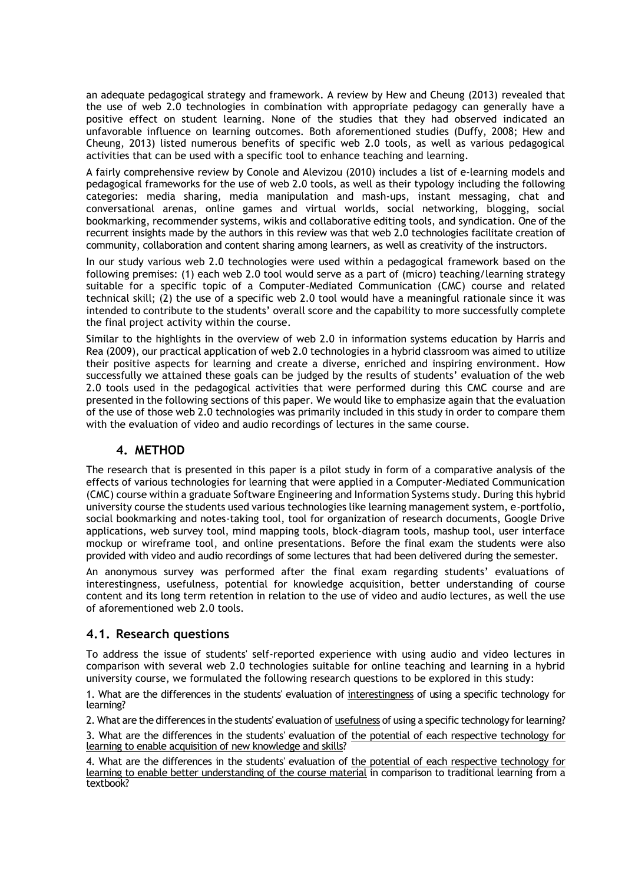an adequate pedagogical strategy and framework. A review by Hew and Cheung (2013) revealed that the use of web 2.0 technologies in combination with appropriate pedagogy can generally have a positive effect on student learning. None of the studies that they had observed indicated an unfavorable influence on learning outcomes. Both aforementioned studies (Duffy, 2008; Hew and Cheung, 2013) listed numerous benefits of specific web 2.0 tools, as well as various pedagogical activities that can be used with a specific tool to enhance teaching and learning.

A fairly comprehensive review by Conole and Alevizou (2010) includes a list of e-learning models and pedagogical frameworks for the use of web 2.0 tools, as well as their typology including the following categories: media sharing, media manipulation and mash-ups, instant messaging, chat and conversational arenas, online games and virtual worlds, social networking, blogging, social bookmarking, recommender systems, wikis and collaborative editing tools, and syndication. One of the recurrent insights made by the authors in this review was that web 2.0 technologies facilitate creation of community, collaboration and content sharing among learners, as well as creativity of the instructors.

In our study various web 2.0 technologies were used within a pedagogical framework based on the following premises: (1) each web 2.0 tool would serve as a part of (micro) teaching/learning strategy suitable for a specific topic of a Computer-Mediated Communication (CMC) course and related technical skill; (2) the use of a specific web 2.0 tool would have a meaningful rationale since it was intended to contribute to the students' overall score and the capability to more successfully complete the final project activity within the course.

Similar to the highlights in the overview of web 2.0 in information systems education by Harris and Rea (2009), our practical application of web 2.0 technologies in a hybrid classroom was aimed to utilize their positive aspects for learning and create a diverse, enriched and inspiring environment. How successfully we attained these goals can be judged by the results of students' evaluation of the web 2.0 tools used in the pedagogical activities that were performed during this CMC course and are presented in the following sections of this paper. We would like to emphasize again that the evaluation of the use of those web 2.0 technologies was primarily included in this study in order to compare them with the evaluation of video and audio recordings of lectures in the same course.

## 4. METHOD

The research that is presented in this paper is a pilot study in form of a comparative analysis of the effects of various technologies for learning that were applied in a Computer-Mediated Communication (CMC) course within a graduate Software Engineering and Information Systems study. During this hybrid university course the students used various technologies like learning management system, e-portfolio, social bookmarking and notes-taking tool, tool for organization of research documents, Google Drive applications, web survey tool, mind mapping tools, block-diagram tools, mashup tool, user interface mockup or wireframe tool, and online presentations. Before the final exam the students were also provided with video and audio recordings of some lectures that had been delivered during the semester.

An anonymous survey was performed after the final exam regarding students' evaluations of interestingness, usefulness, potential for knowledge acquisition, better understanding of course content and its long term retention in relation to the use of video and audio lectures, as well the use of aforementioned web 2.0 tools.

### 4.1. Research questions

To address the issue of students' self-reported experience with using audio and video lectures in comparison with several web 2.0 technologies suitable for online teaching and learning in a hybrid university course, we formulated the following research questions to be explored in this study:

1. What are the differences in the students' evaluation of interestingness of using a specific technology for learning?

2. What are the differences in the students' evaluation of usefulness of using a specific technology for learning?

3. What are the differences in the students' evaluation of the potential of each respective technology for learning to enable acquisition of new knowledge and skills?

4. What are the differences in the students' evaluation of the potential of each respective technology for learning to enable better understanding of the course material in comparison to traditional learning from a textbook?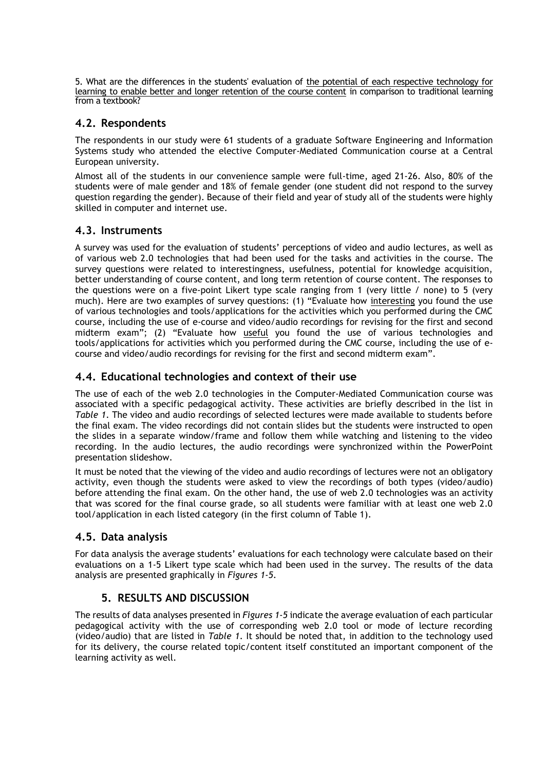5. What are the differences in the students' evaluation of <u>the potential of each respective technology for learning to enable better and longer retention of the course content</u> in comparison to traditional learning from a textbook?

## 4.2. Respondents

The respondents in our study were 61 students of a graduate Software Engineering and Information Systems study who attended the elective Computer-Mediated Communication course at a Central European university.

Almost all of the students in our convenience sample were full-time, aged 21-26. Also, 80% of the students were of male gender and 18% of female gender (one student did not respond to the survey question regarding the gender). Because of their field and year of study all of the students were highly skilled in computer and internet use.

## 4.3. Instruments

A survey was used for the evaluation of students' perceptions of video and audio lectures, as well as of various web 2.0 technologies that had been used for the tasks and activities in the course. The survey questions were related to interestingness, usefulness, potential for knowledge acquisition, better understanding of course content, and long term retention of course content. The responses to the questions were on a five-point Likert type scale ranging from 1 (very little / none) to 5 (very much). Here are two examples of survey questions: (1) "Evaluate how <u>interesting</u> you found the use of various technologies and tools/applications for the activities which you performed during the CMC course, including the use of e-course and video/audio recordings for revising for the first and second midterm exam"; (2) "Evaluate how <u>useful</u> you found the use of various technologies and tools/applications for activities which you performed during the CMC course, including the use of e-course and video/audio recordings for revising for the first and second midterm exam".

## 4.4. Educational technologies and context of their use

The use of each of the web 2.0 technologies in the Computer-Mediated Communication course was associated with a specific pedagogical activity. These activities are briefly described in the list in *Table 1*. The video and audio recordings of selected lectures were made available to students before the final exam. The video recordings did not contain slides but the students were instructed to open the slides in a separate window/frame and follow them while watching and listening to the video recording. In the audio lectures, the audio recordings were synchronized within the PowerPoint presentation slideshow.

It must be noted that the viewing of the video and audio recordings of lectures were not an obligatory activity, even though the students were asked to view the recordings of both types (video/audio) before attending the final exam. On the other hand, the use of web 2.0 technologies was an activity that was scored for the final course grade, so all students were familiar with at least one web 2.0 tool/application in each listed category (in the first column of Table 1).

## 4.5. Data analysis

For data analysis the average students' evaluations for each technology were calculate based on their evaluations on a 1-5 Likert type scale which had been used in the survey. The results of the data analysis are presented graphically in *Figures 1-5*.

# 5. RESULTS AND DISCUSSION

The results of data analyses presented in *Figures 1-5* indicate the average evaluation of each particular pedagogical activity with the use of corresponding web 2.0 tool or mode of lecture recording (video/audio) that are listed in *Table 1*. It should be noted that, in addition to the technology used for its delivery, the course related topic/content itself constituted an important component of the learning activity as well.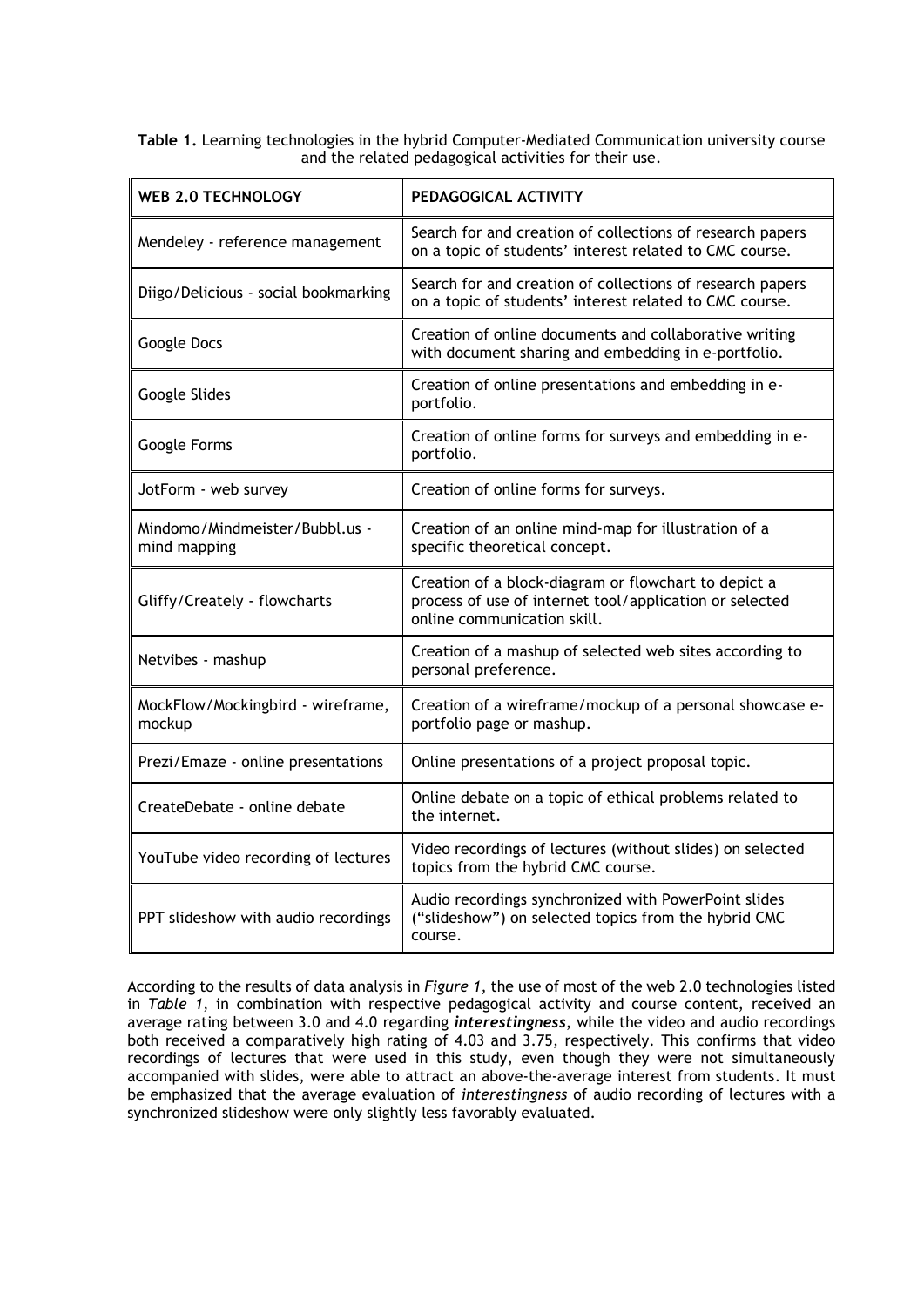**Table 1.** Learning technologies in the hybrid Computer-Mediated Communication university course and the related pedagogical activities for their use.

| WEB 2.0 TECHNOLOGY | PEDAGOGICAL ACTIVITY |
|---|---|
| Mendeley - reference management | Search for and creation of collections of research papers on a topic of students' interest related to CMC course. |
| Diigo/Delicious - social bookmarking | Search for and creation of collections of research papers on a topic of students' interest related to CMC course. |
| Google Docs | Creation of online documents and collaborative writing with document sharing and embedding in e-portfolio. |
| Google Slides | Creation of online presentations and embedding in e-portfolio. |
| Google Forms | Creation of online forms for surveys and embedding in e-portfolio. |
| JotForm - web survey | Creation of online forms for surveys. |
| Mindomo/Mindmeister/Bubbl.us - mind mapping | Creation of an online mind-map for illustration of a specific theoretical concept. |
| Gliffy/Creately - flowcharts | Creation of a block-diagram or flowchart to depict a process of use of internet tool/application or selected online communication skill. |
| Netvibes - mashup | Creation of a mashup of selected web sites according to personal preference. |
| MockFlow/Mockingbird - wireframe, mockup | Creation of a wireframe/mockup of a personal showcase e-portfolio page or mashup. |
| Prezi/Emaze - online presentations | Online presentations of a project proposal topic. |
| CreateDebate - online debate | Online debate on a topic of ethical problems related to the internet. |
| YouTube video recording of lectures | Video recordings of lectures (without slides) on selected topics from the hybrid CMC course. |
| PPT slideshow with audio recordings | Audio recordings synchronized with PowerPoint slides ("slideshow") on selected topics from the hybrid CMC course. |

According to the results of data analysis in *Figure 1*, the use of most of the web 2.0 technologies listed in *Table 1*, in combination with respective pedagogical activity and course content, received an average rating between 3.0 and 4.0 regarding ***interestingness***, while the video and audio recordings both received a comparatively high rating of 4.03 and 3.75, respectively. This confirms that video recordings of lectures that were used in this study, even though they were not simultaneously accompanied with slides, were able to attract an above-the-average interest from students. It must be emphasized that the average evaluation of *interestingness* of audio recording of lectures with a synchronized slideshow were only slightly less favorably evaluated.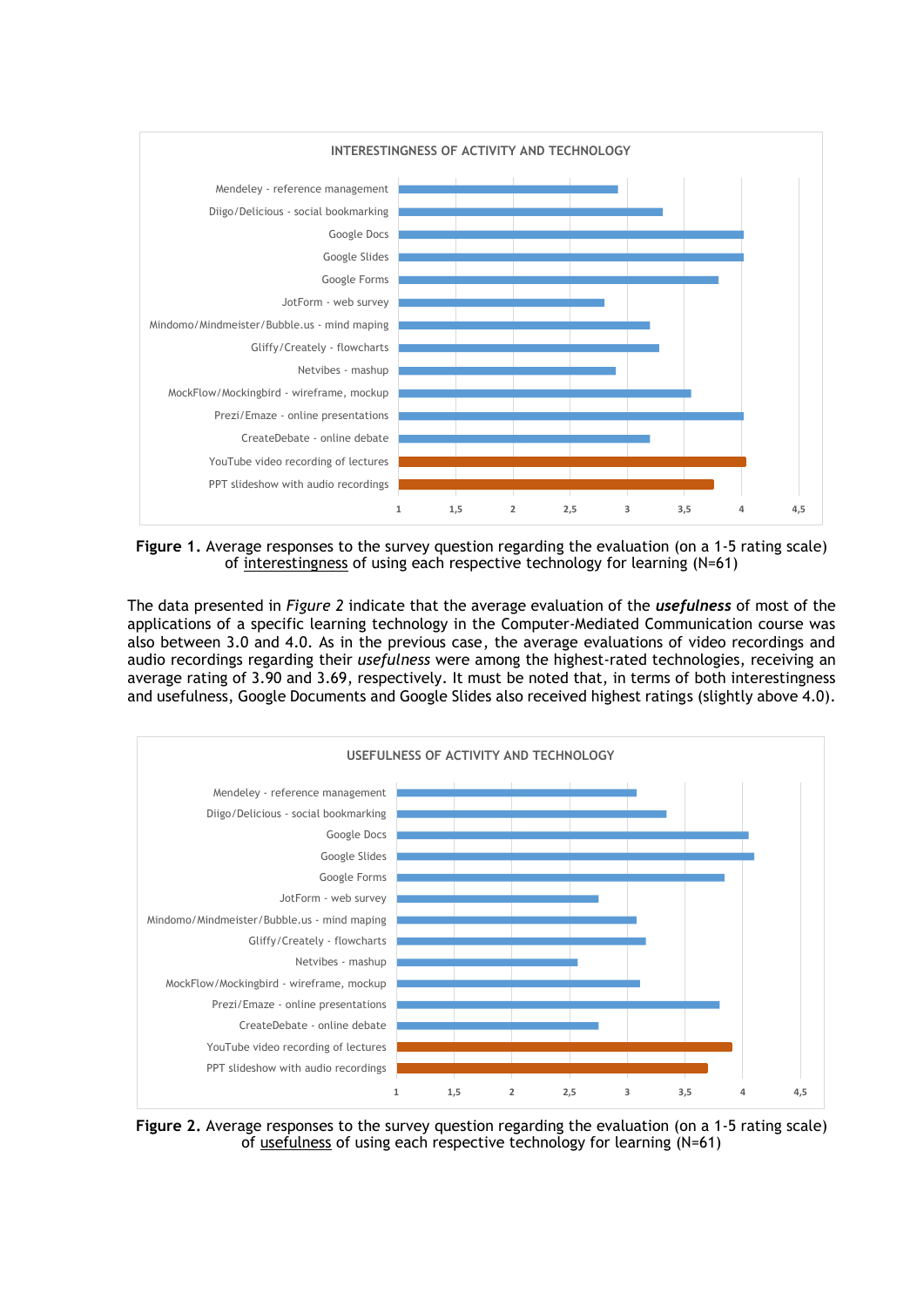**Figure 1.** Average responses to the survey question regarding the evaluation (on a 1-5 rating scale) of <u>interestingness</u> of using each respective technology for learning (N=61)

The data presented in *Figure 2* indicate that the average evaluation of the ***usefulness*** of most of the applications of a specific learning technology in the Computer-Mediated Communication course was also between 3.0 and 4.0. As in the previous case, the average evaluations of video recordings and audio recordings regarding their *usefulness* were among the highest-rated technologies, receiving an average rating of 3.90 and 3.69, respectively. It must be noted that, in terms of both interestingness and usefulness, Google Documents and Google Slides also received highest ratings (slightly above 4.0).

**Figure 2.** Average responses to the survey question regarding the evaluation (on a 1-5 rating scale) of <u>usefulness</u> of using each respective technology for learning (N=61)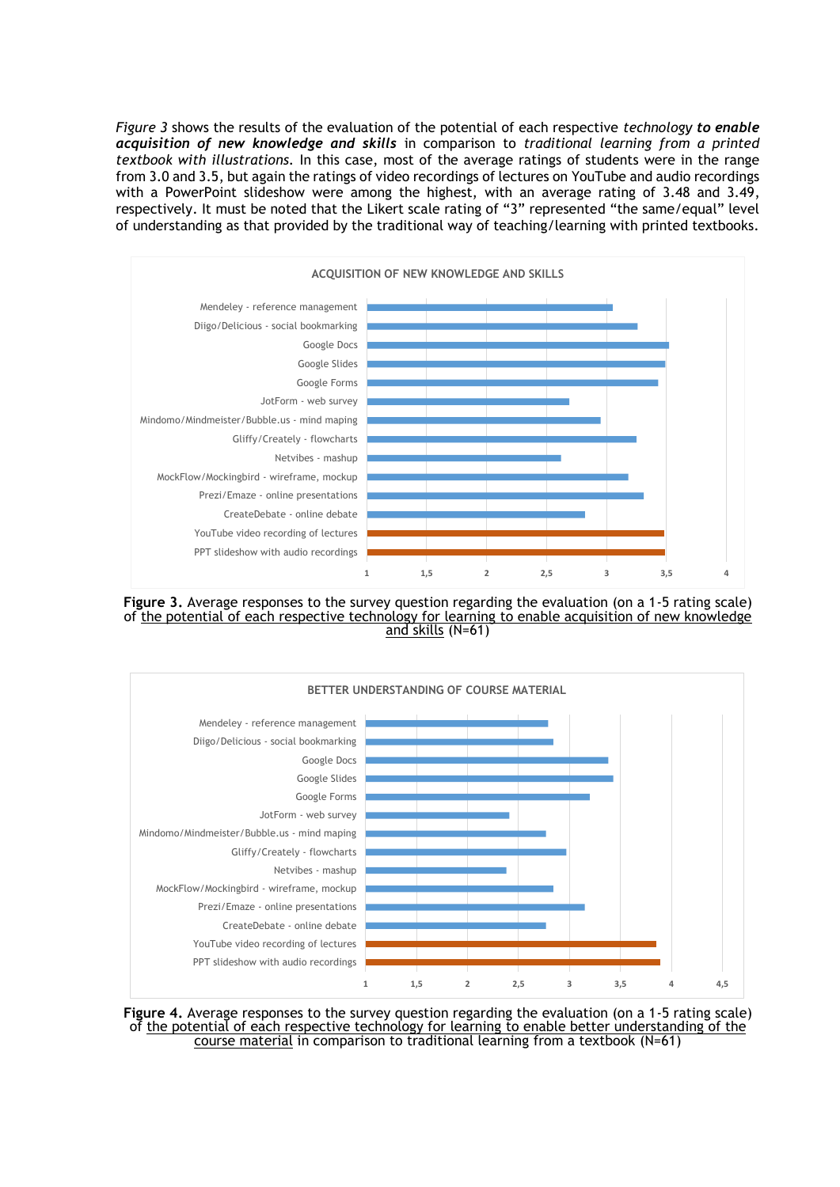*Figure 3* shows the results of the evaluation of the potential of each respective *technology* ***to enable acquisition of new knowledge and skills*** in comparison to *traditional learning from a printed textbook with illustrations*. In this case, most of the average ratings of students were in the range from 3.0 and 3.5, but again the ratings of video recordings of lectures on YouTube and audio recordings with a PowerPoint slideshow were among the highest, with an average rating of 3.48 and 3.49, respectively. It must be noted that the Likert scale rating of "3" represented "the same/equal" level of understanding as that provided by the traditional way of teaching/learning with printed textbooks.

**Figure 3.** Average responses to the survey question regarding the evaluation (on a 1-5 rating scale) of the potential of each respective technology for learning to enable acquisition of new knowledge and skills (N=61)

**Figure 4.** Average responses to the survey question regarding the evaluation (on a 1-5 rating scale) of the potential of each respective technology for learning to enable better understanding of the course material in comparison to traditional learning from a textbook (N=61)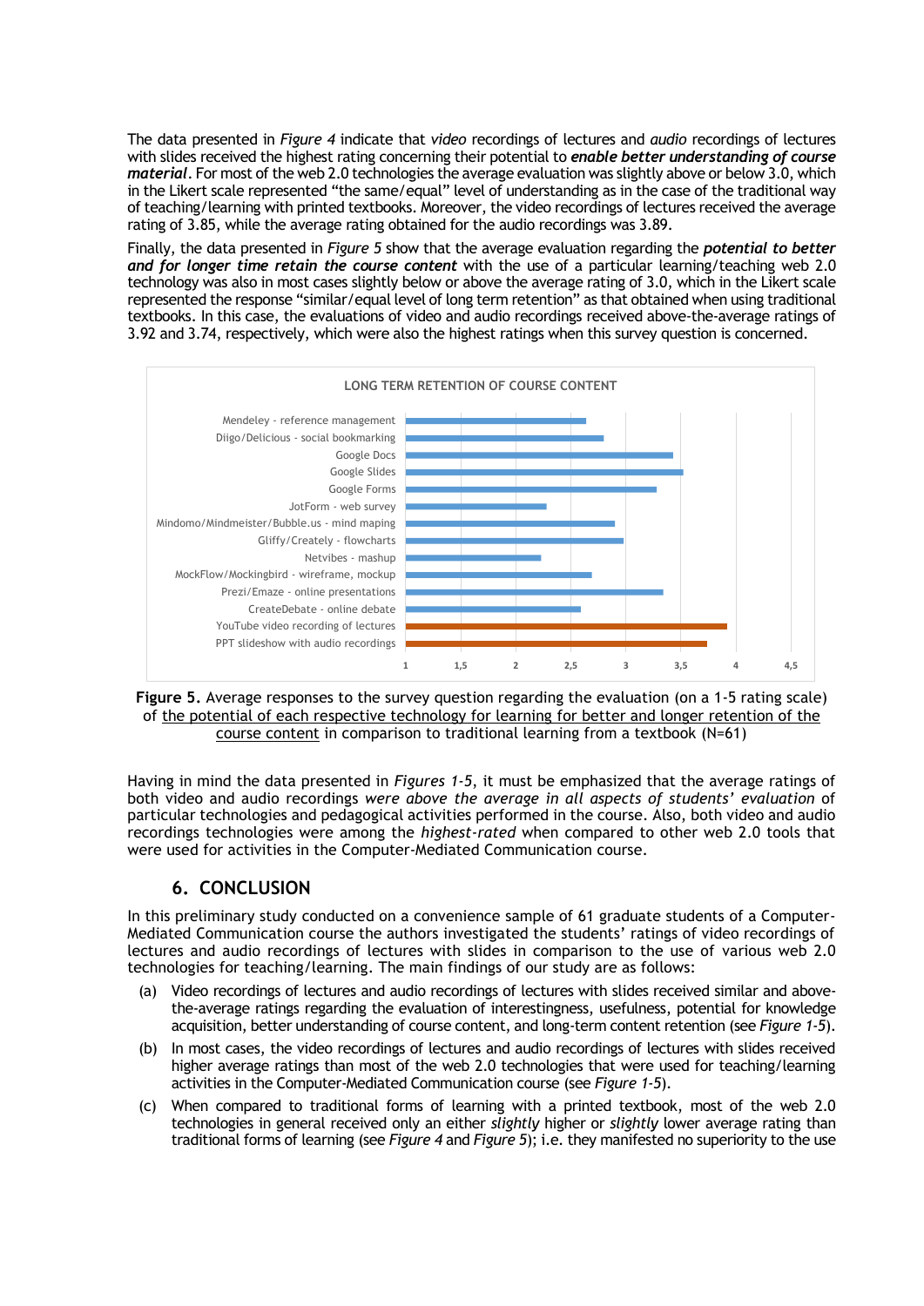The data presented in *Figure 4* indicate that *video* recordings of lectures and *audio* recordings of lectures with slides received the highest rating concerning their potential to ***enable better understanding of course material***. For most of the web 2.0 technologies the average evaluation was slightly above or below 3.0, which in the Likert scale represented "the same/equal" level of understanding as in the case of the traditional way of teaching/learning with printed textbooks. Moreover, the video recordings of lectures received the average rating of 3.85, while the average rating obtained for the audio recordings was 3.89.

Finally, the data presented in *Figure 5* show that the average evaluation regarding the ***potential to better and for longer time retain the course content*** with the use of a particular learning/teaching web 2.0 technology was also in most cases slightly below or above the average rating of 3.0, which in the Likert scale represented the response "similar/equal level of long term retention" as that obtained when using traditional textbooks. In this case, the evaluations of video and audio recordings received above-the-average ratings of 3.92 and 3.74, respectively, which were also the highest ratings when this survey question is concerned.

**Figure 5.** Average responses to the survey question regarding the evaluation (on a 1-5 rating scale) of the potential of each respective technology for learning for better and longer retention of the course content in comparison to traditional learning from a textbook (N=61)

Having in mind the data presented in *Figures 1-5*, it must be emphasized that the average ratings of both video and audio recordings *were above the average in all aspects of students' evaluation* of particular technologies and pedagogical activities performed in the course. Also, both video and audio recordings technologies were among the *highest-rated* when compared to other web 2.0 tools that were used for activities in the Computer-Mediated Communication course.

## 6. CONCLUSION

In this preliminary study conducted on a convenience sample of 61 graduate students of a Computer-Mediated Communication course the authors investigated the students' ratings of video recordings of lectures and audio recordings of lectures with slides in comparison to the use of various web 2.0 technologies for teaching/learning. The main findings of our study are as follows:

(a) Video recordings of lectures and audio recordings of lectures with slides received similar and above-the-average ratings regarding the evaluation of interestingness, usefulness, potential for knowledge acquisition, better understanding of course content, and long-term content retention (see *Figure 1-5*).

(b) In most cases, the video recordings of lectures and audio recordings of lectures with slides received higher average ratings than most of the web 2.0 technologies that were used for teaching/learning activities in the Computer-Mediated Communication course (see *Figure 1-5*).

(c) When compared to traditional forms of learning with a printed textbook, most of the web 2.0 technologies in general received only an either *slightly* higher or *slightly* lower average rating than traditional forms of learning (see *Figure 4* and *Figure 5*); i.e. they manifested no superiority to the use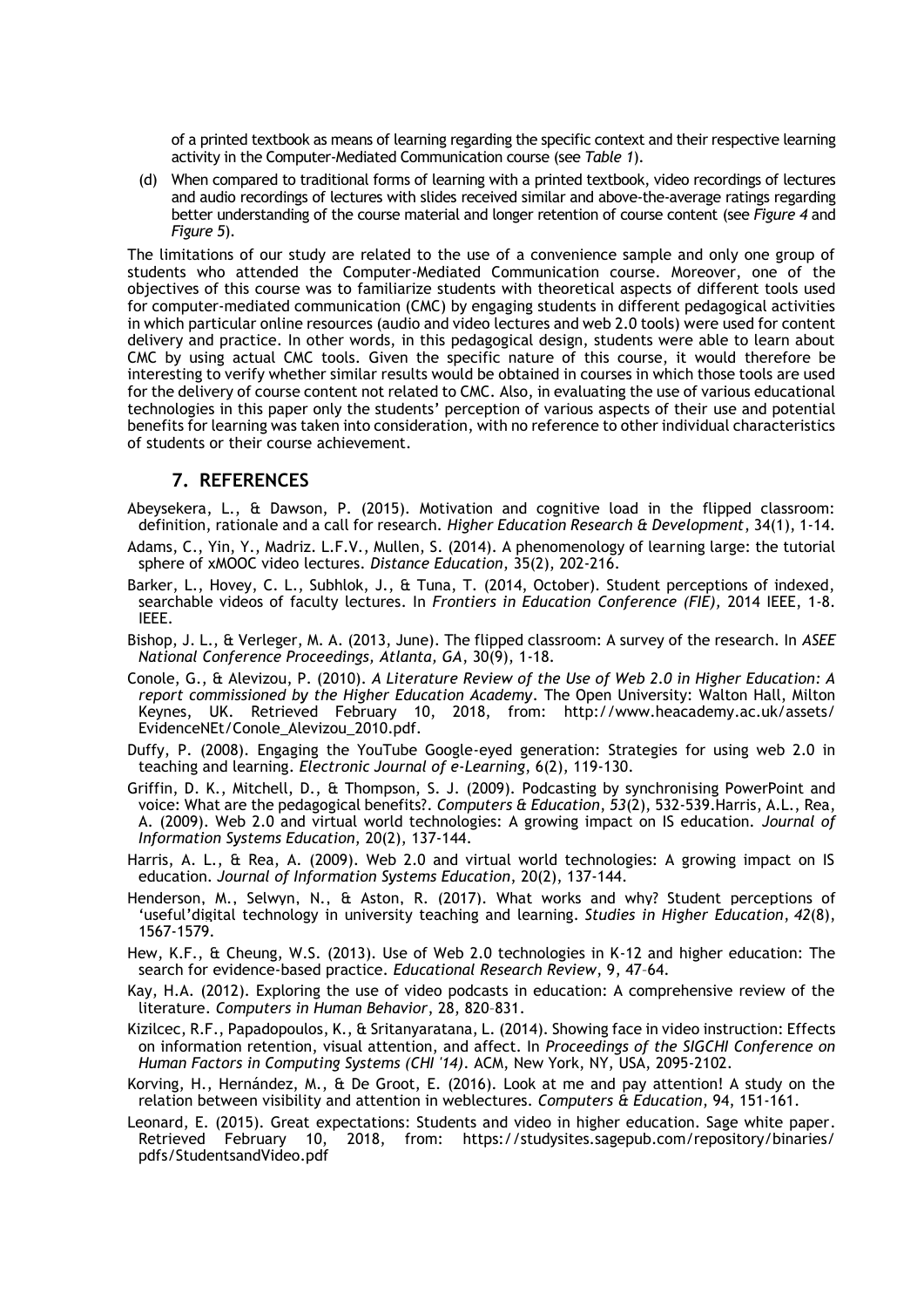of a printed textbook as means of learning regarding the specific context and their respective learning activity in the Computer-Mediated Communication course (see *Table 1*).

(d) When compared to traditional forms of learning with a printed textbook, video recordings of lectures and audio recordings of lectures with slides received similar and above-the-average ratings regarding better understanding of the course material and longer retention of course content (see *Figure 4* and *Figure 5*).

The limitations of our study are related to the use of a convenience sample and only one group of students who attended the Computer-Mediated Communication course. Moreover, one of the objectives of this course was to familiarize students with theoretical aspects of different tools used for computer-mediated communication (CMC) by engaging students in different pedagogical activities in which particular online resources (audio and video lectures and web 2.0 tools) were used for content delivery and practice. In other words, in this pedagogical design, students were able to learn about CMC by using actual CMC tools. Given the specific nature of this course, it would therefore be interesting to verify whether similar results would be obtained in courses in which those tools are used for the delivery of course content not related to CMC. Also, in evaluating the use of various educational technologies in this paper only the students' perception of various aspects of their use and potential benefits for learning was taken into consideration, with no reference to other individual characteristics of students or their course achievement.

## 7. REFERENCES

Abeysekera, L., & Dawson, P. (2015). Motivation and cognitive load in the flipped classroom: definition, rationale and a call for research. *Higher Education Research & Development*, 34(1), 1-14.

Adams, C., Yin, Y., Madriz. L.F.V., Mullen, S. (2014). A phenomenology of learning large: the tutorial sphere of xMOOC video lectures. *Distance Education*, 35(2), 202-216.

Barker, L., Hovey, C. L., Subhlok, J., & Tuna, T. (2014, October). Student perceptions of indexed, searchable videos of faculty lectures. In *Frontiers in Education Conference (FIE)*, 2014 IEEE, 1-8. IEEE.

Bishop, J. L., & Verleger, M. A. (2013, June). The flipped classroom: A survey of the research. In *ASEE National Conference Proceedings, Atlanta, GA*, 30(9), 1-18.

Conole, G., & Alevizou, P. (2010). *A Literature Review of the Use of Web 2.0 in Higher Education: A report commissioned by the Higher Education Academy*. The Open University: Walton Hall, Milton Keynes, UK. Retrieved February 10, 2018, from: http://www.heacademy.ac.uk/assets/EvidenceNEt/Conole_Alevizou_2010.pdf.

Duffy, P. (2008). Engaging the YouTube Google-eyed generation: Strategies for using web 2.0 in teaching and learning. *Electronic Journal of e-Learning*, 6(2), 119-130.

Griffin, D. K., Mitchell, D., & Thompson, S. J. (2009). Podcasting by synchronising PowerPoint and voice: What are the pedagogical benefits?. *Computers & Education*, *53*(2), 532-539.Harris, A.L., Rea, A. (2009). Web 2.0 and virtual world technologies: A growing impact on IS education. *Journal of Information Systems Education*, 20(2), 137-144.

Harris, A. L., & Rea, A. (2009). Web 2.0 and virtual world technologies: A growing impact on IS education. *Journal of Information Systems Education*, 20(2), 137-144.

Henderson, M., Selwyn, N., & Aston, R. (2017). What works and why? Student perceptions of 'useful'digital technology in university teaching and learning. *Studies in Higher Education*, *42*(8), 1567-1579.

Hew, K.F., & Cheung, W.S. (2013). Use of Web 2.0 technologies in K-12 and higher education: The search for evidence-based practice. *Educational Research Review*, 9, 47–64.

Kay, H.A. (2012). Exploring the use of video podcasts in education: A comprehensive review of the literature. *Computers in Human Behavior*, 28, 820–831.

Kizilcec, R.F., Papadopoulos, K., & Sritanyaratana, L. (2014). Showing face in video instruction: Effects on information retention, visual attention, and affect. In *Proceedings of the SIGCHI Conference on Human Factors in Computing Systems (CHI '14)*. ACM, New York, NY, USA, 2095-2102.

Korving, H., Hernández, M., & De Groot, E. (2016). Look at me and pay attention! A study on the relation between visibility and attention in weblectures. *Computers & Education*, 94, 151-161.

Leonard, E. (2015). Great expectations: Students and video in higher education. Sage white paper. Retrieved February 10, 2018, from: https://studysites.sagepub.com/repository/binaries/pdfs/StudentsandVideo.pdf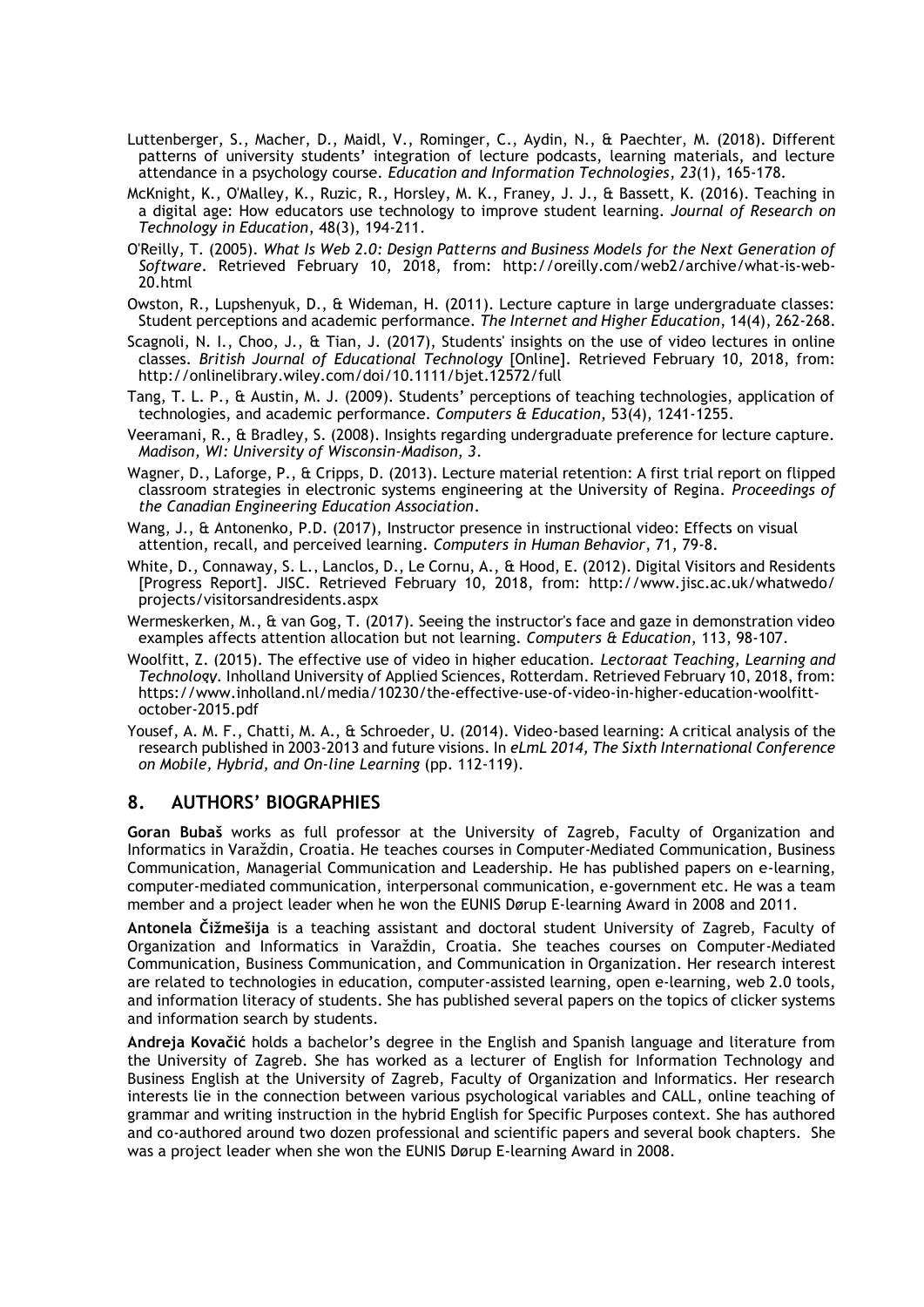Luttenberger, S., Macher, D., Maidl, V., Rominger, C., Aydin, N., & Paechter, M. (2018). Different patterns of university students' integration of lecture podcasts, learning materials, and lecture attendance in a psychology course. *Education and Information Technologies*, *23*(1), 165-178.

McKnight, K., O'Malley, K., Ruzic, R., Horsley, M. K., Franey, J. J., & Bassett, K. (2016). Teaching in a digital age: How educators use technology to improve student learning. *Journal of Research on Technology in Education*, 48(3), 194-211.

O'Reilly, T. (2005). *What Is Web 2.0: Design Patterns and Business Models for the Next Generation of Software*. Retrieved February 10, 2018, from: http://oreilly.com/web2/archive/what-is-web-20.html

Owston, R., Lupshenyuk, D., & Wideman, H. (2011). Lecture capture in large undergraduate classes: Student perceptions and academic performance. *The Internet and Higher Education*, 14(4), 262-268.

Scagnoli, N. I., Choo, J., & Tian, J. (2017), Students' insights on the use of video lectures in online classes. *British Journal of Educational Technology* [Online]. Retrieved February 10, 2018, from: http://onlinelibrary.wiley.com/doi/10.1111/bjet.12572/full

Tang, T. L. P., & Austin, M. J. (2009). Students' perceptions of teaching technologies, application of technologies, and academic performance. *Computers & Education*, 53(4), 1241-1255.

Veeramani, R., & Bradley, S. (2008). Insights regarding undergraduate preference for lecture capture. *Madison, WI: University of Wisconsin-Madison*, *3*.

Wagner, D., Laforge, P., & Cripps, D. (2013). Lecture material retention: A first trial report on flipped classroom strategies in electronic systems engineering at the University of Regina. *Proceedings of the Canadian Engineering Education Association*.

Wang, J., & Antonenko, P.D. (2017), Instructor presence in instructional video: Effects on visual attention, recall, and perceived learning. *Computers in Human Behavior*, 71, 79-8.

White, D., Connaway, S. L., Lanclos, D., Le Cornu, A., & Hood, E. (2012). Digital Visitors and Residents [Progress Report]. JISC. Retrieved February 10, 2018, from: http://www.jisc.ac.uk/whatwedo/projects/visitorsandresidents.aspx

Wermeskerken, M., & van Gog, T. (2017). Seeing the instructor's face and gaze in demonstration video examples affects attention allocation but not learning. *Computers & Education*, 113, 98-107.

Woolfitt, Z. (2015). The effective use of video in higher education. *Lectoraat Teaching, Learning and Technology*. Inholland University of Applied Sciences, Rotterdam. Retrieved February 10, 2018, from: https://www.inholland.nl/media/10230/the-effective-use-of-video-in-higher-education-woolfitt-october-2015.pdf

Yousef, A. M. F., Chatti, M. A., & Schroeder, U. (2014). Video-based learning: A critical analysis of the research published in 2003-2013 and future visions. In *eLmL 2014, The Sixth International Conference on Mobile, Hybrid, and On-line Learning* (pp. 112-119).

## 8. AUTHORS' BIOGRAPHIES

**Goran Bubaš** works as full professor at the University of Zagreb, Faculty of Organization and Informatics in Varaždin, Croatia. He teaches courses in Computer-Mediated Communication, Business Communication, Managerial Communication and Leadership. He has published papers on e-learning, computer-mediated communication, interpersonal communication, e-government etc. He was a team member and a project leader when he won the EUNIS Dørup E-learning Award in 2008 and 2011.

**Antonela Čižmešija** is a teaching assistant and doctoral student University of Zagreb, Faculty of Organization and Informatics in Varaždin, Croatia. She teaches courses on Computer-Mediated Communication, Business Communication, and Communication in Organization. Her research interest are related to technologies in education, computer-assisted learning, open e-learning, web 2.0 tools, and information literacy of students. She has published several papers on the topics of clicker systems and information search by students.

**Andreja Kovačić** holds a bachelor's degree in the English and Spanish language and literature from the University of Zagreb. She has worked as a lecturer of English for Information Technology and Business English at the University of Zagreb, Faculty of Organization and Informatics. Her research interests lie in the connection between various psychological variables and CALL, online teaching of grammar and writing instruction in the hybrid English for Specific Purposes context. She has authored and co-authored around two dozen professional and scientific papers and several book chapters. She was a project leader when she won the EUNIS Dørup E-learning Award in 2008.